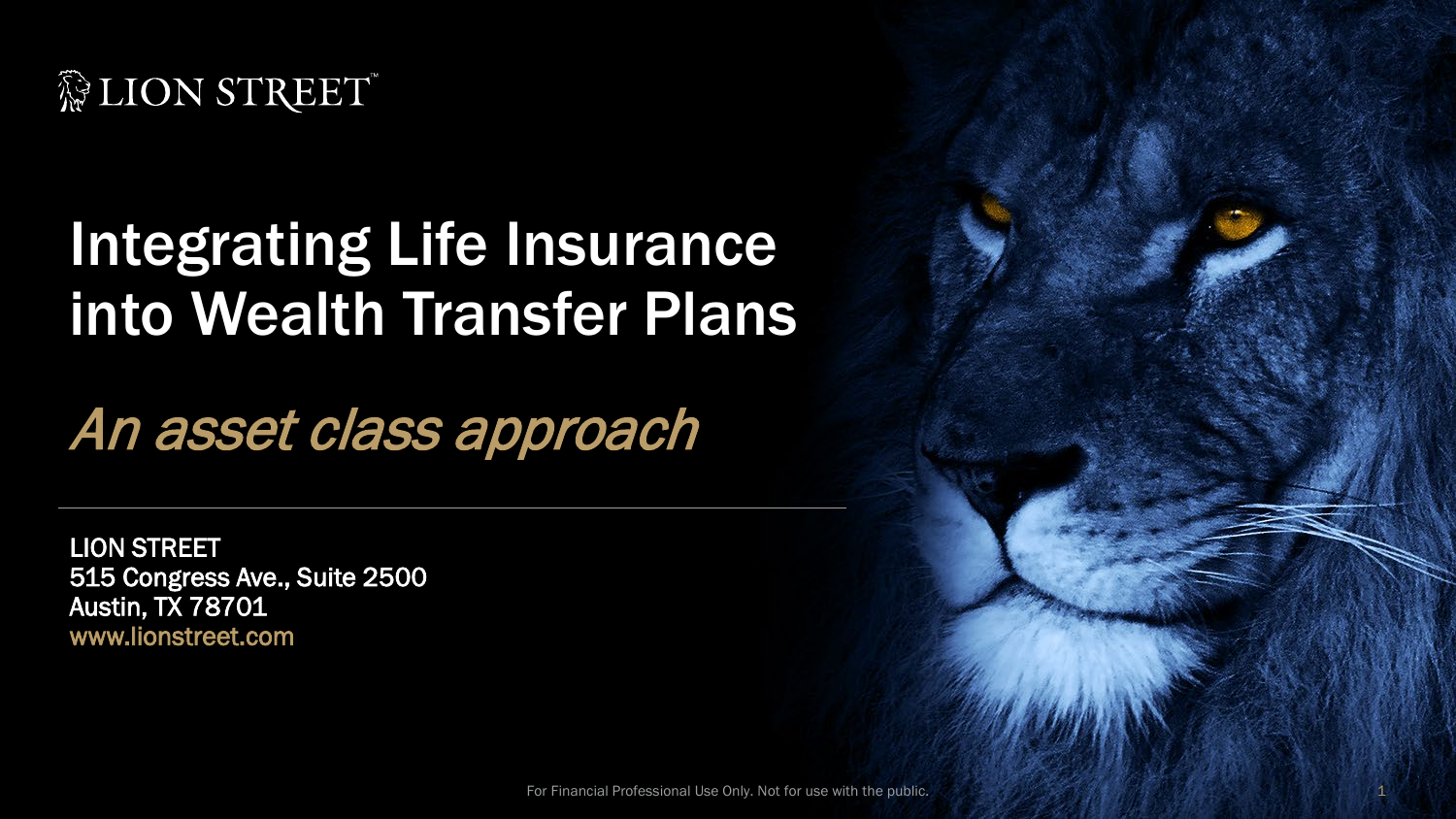LION STREET™

# Integrating Life Insurance into Wealth Transfer Plans

## *An asset class approach*

---

LION STREET
515 Congress Ave., Suite 2500
Austin, TX 78701
www.lionstreet.com

For Financial Professional Use Only. Not for use with the public.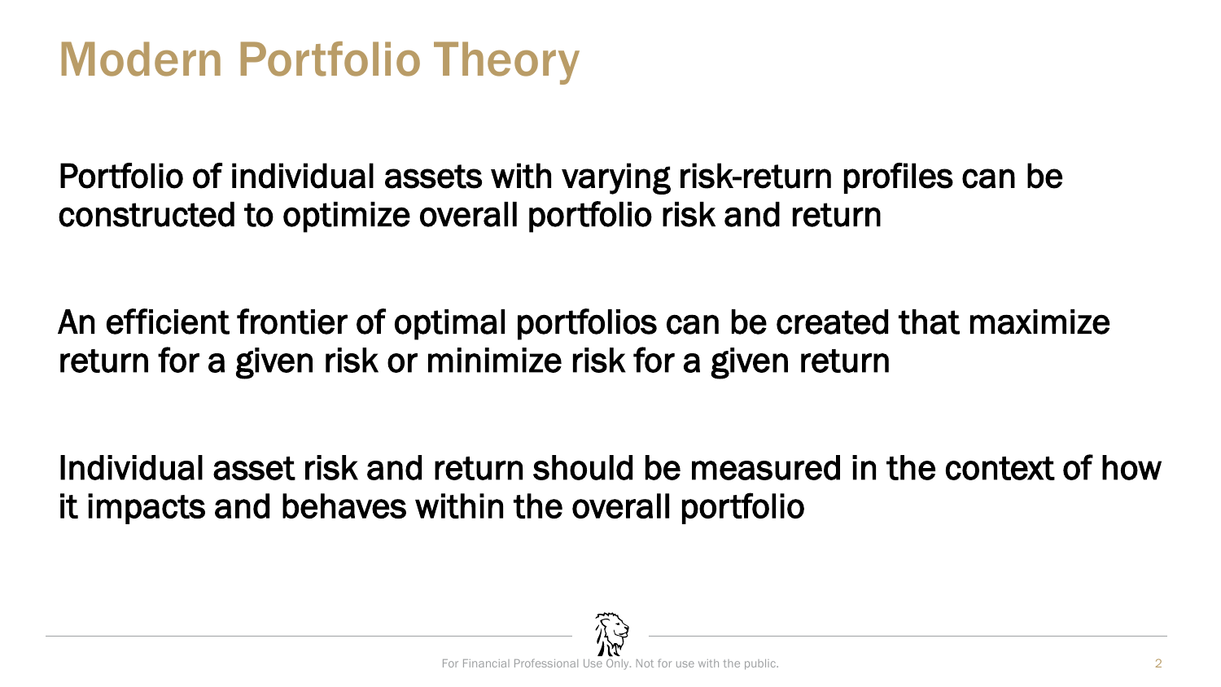# Modern Portfolio Theory

Portfolio of individual assets with varying risk-return profiles can be constructed to optimize overall portfolio risk and return

An efficient frontier of optimal portfolios can be created that maximize return for a given risk or minimize risk for a given return

Individual asset risk and return should be measured in the context of how it impacts and behaves within the overall portfolio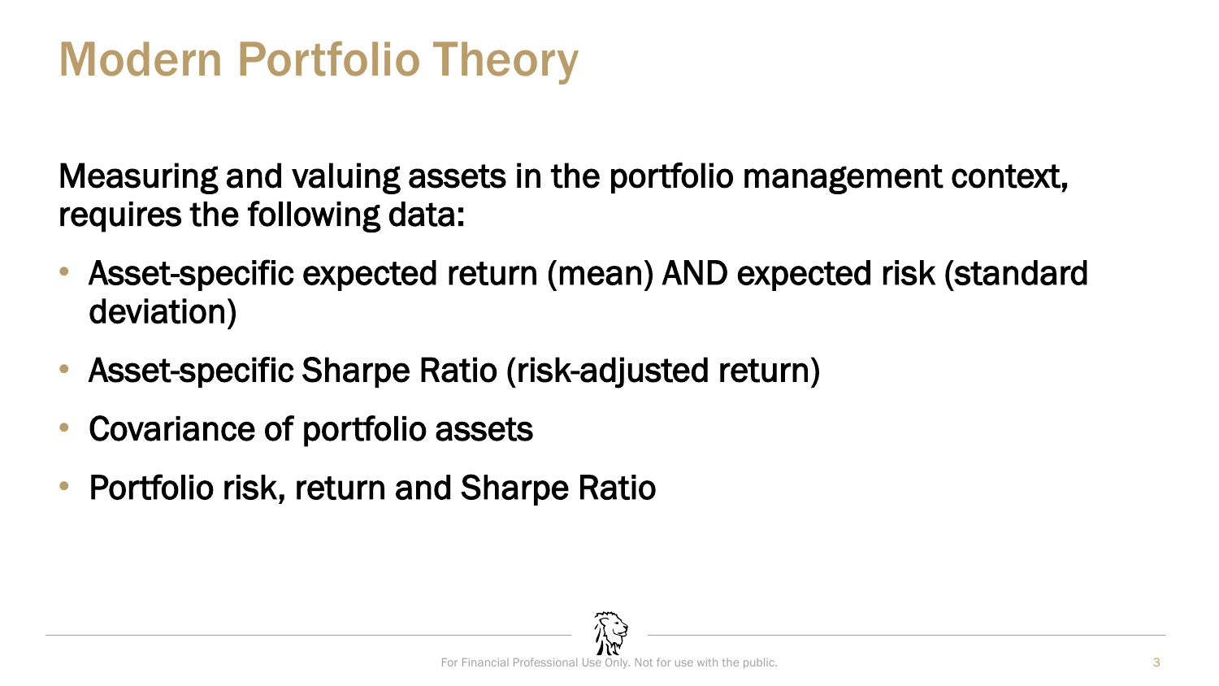# Modern Portfolio Theory

Measuring and valuing assets in the portfolio management context, requires the following data:

- Asset-specific expected return (mean) AND expected risk (standard deviation)
- Asset-specific Sharpe Ratio (risk-adjusted return)
- Covariance of portfolio assets
- Portfolio risk, return and Sharpe Ratio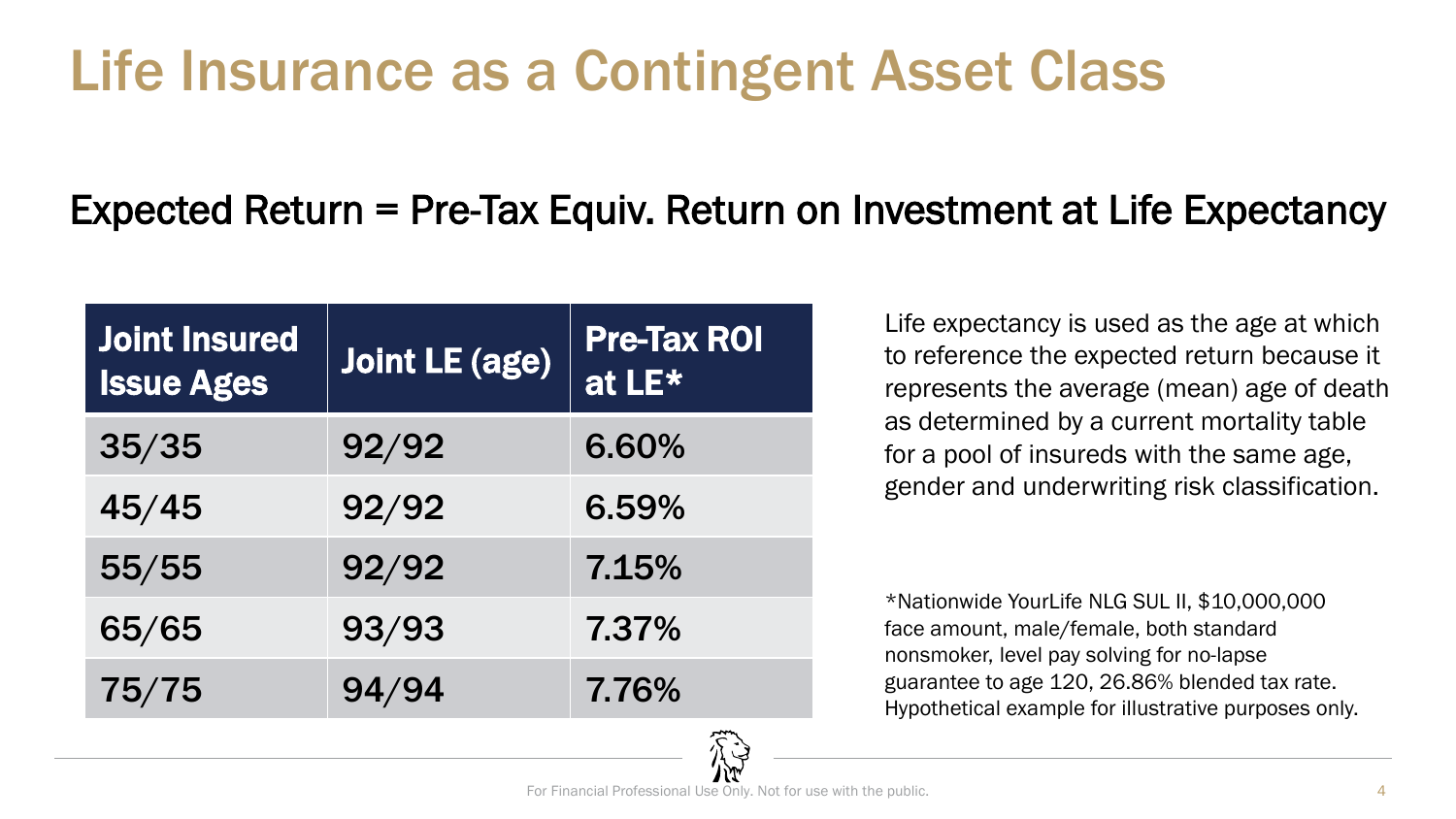# Life Insurance as a Contingent Asset Class

## Expected Return = Pre-Tax Equiv. Return on Investment at Life Expectancy

| Joint Insured Issue Ages | Joint LE (age) | Pre-Tax ROI at LE* |
|---|---|---|
| 35/35 | 92/92 | 6.60% |
| 45/45 | 92/92 | 6.59% |
| 55/55 | 92/92 | 7.15% |
| 65/65 | 93/93 | 7.37% |
| 75/75 | 94/94 | 7.76% |

Life expectancy is used as the age at which to reference the expected return because it represents the average (mean) age of death as determined by a current mortality table for a pool of insureds with the same age, gender and underwriting risk classification.

*Nationwide YourLife NLG SUL II, $10,000,000 face amount, male/female, both standard nonsmoker, level pay solving for no-lapse guarantee to age 120, 26.86% blended tax rate. Hypothetical example for illustrative purposes only.

For Financial Professional Use Only. Not for use with the public.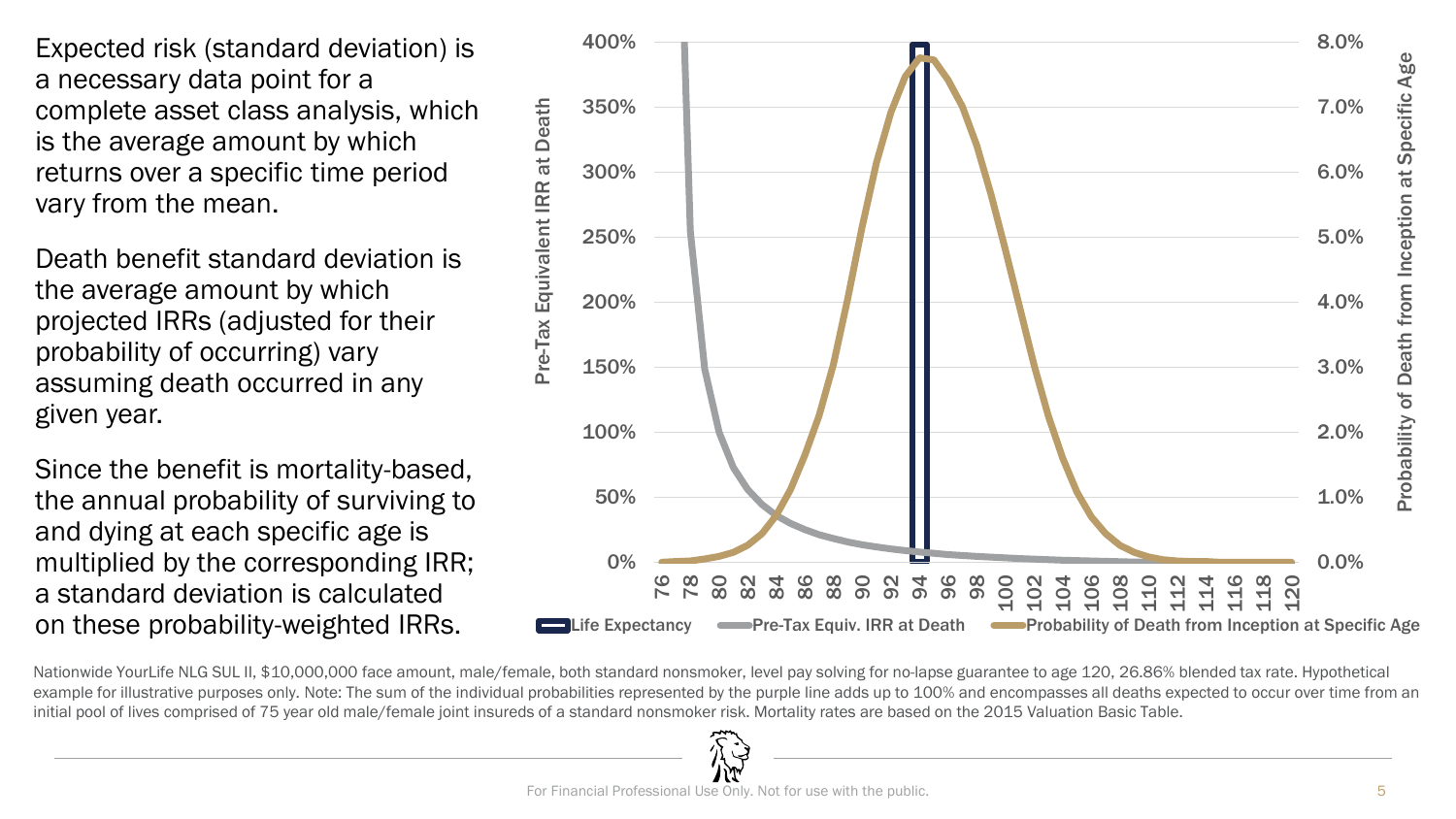Expected risk (standard deviation) is a necessary data point for a complete asset class analysis, which is the average amount by which returns over a specific time period vary from the mean.

Death benefit standard deviation is the average amount by which projected IRRs (adjusted for their probability of occurring) vary assuming death occurred in any given year.

Since the benefit is mortality-based, the annual probability of surviving to and dying at each specific age is multiplied by the corresponding IRR; a standard deviation is calculated on these probability-weighted IRRs.

Nationwide YourLife NLG SUL II, $10,000,000 face amount, male/female, both standard nonsmoker, level pay solving for no-lapse guarantee to age 120, 26.86% blended tax rate. Hypothetical example for illustrative purposes only. Note: The sum of the individual probabilities represented by the purple line adds up to 100% and encompasses all deaths expected to occur over time from an initial pool of lives comprised of 75 year old male/female joint insureds of a standard nonsmoker risk. Mortality rates are based on the 2015 Valuation Basic Table.

For Financial Professional Use Only. Not for use with the public.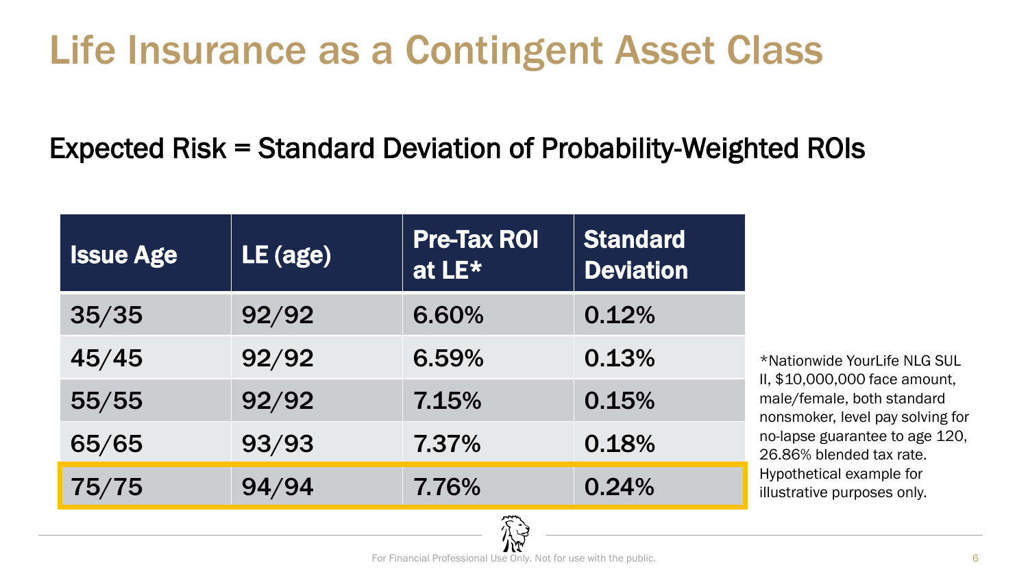# Life Insurance as a Contingent Asset Class

## Expected Risk = Standard Deviation of Probability-Weighted ROIs

| Issue Age | LE (age) | Pre-Tax ROI at LE* | Standard Deviation |
|---|---|---|---|
| 35/35 | 92/92 | 6.60% | 0.12% |
| 45/45 | 92/92 | 6.59% | 0.13% |
| 55/55 | 92/92 | 7.15% | 0.15% |
| 65/65 | 93/93 | 7.37% | 0.18% |
| **75/75** | **94/94** | **7.76%** | **0.24%** |

*Nationwide YourLife NLG SUL II, $10,000,000 face amount, male/female, both standard nonsmoker, level pay solving for no-lapse guarantee to age 120, 26.86% blended tax rate. Hypothetical example for illustrative purposes only.

For Financial Professional Use Only. Not for use with the public.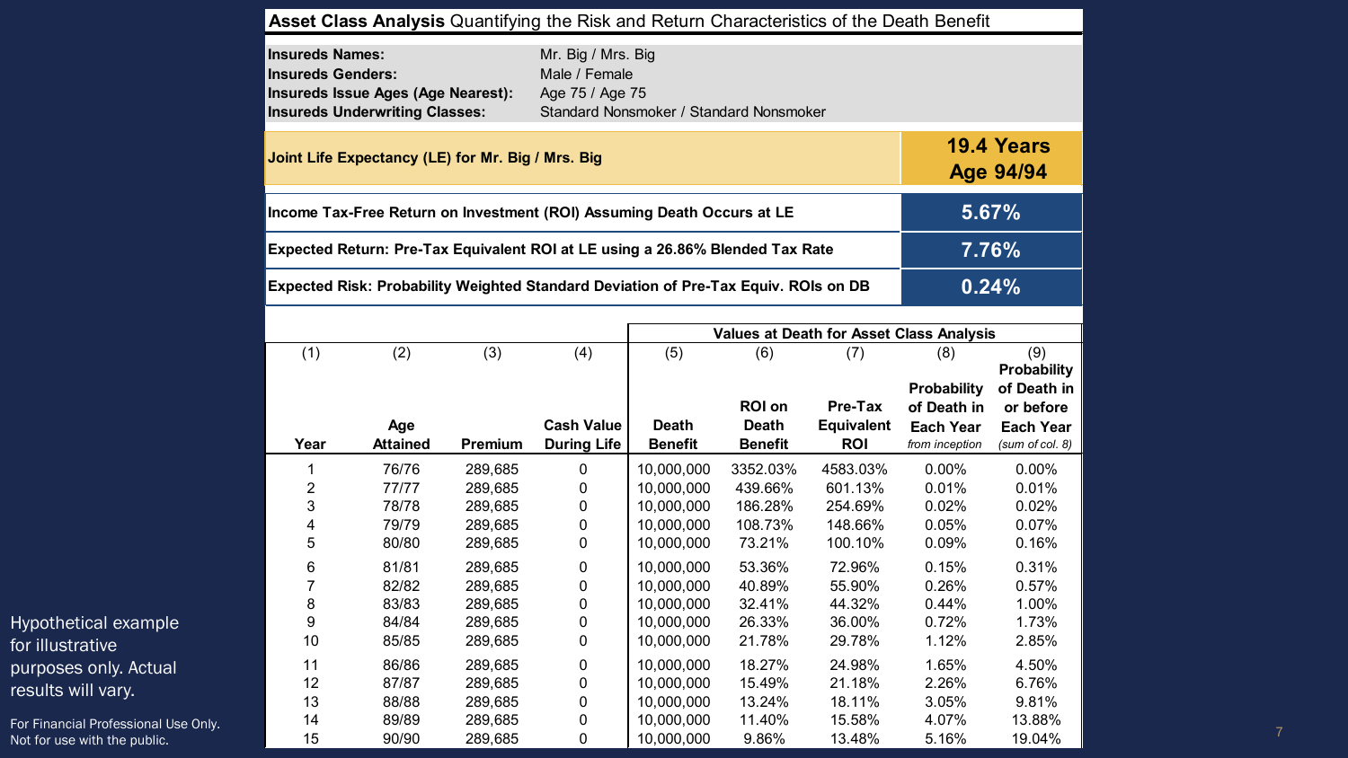## **Asset Class Analysis** Quantifying the Risk and Return Characteristics of the Death Benefit

| | |
|---|---|
| **Insureds Names:** | Mr. Big / Mrs. Big |
| **Insureds Genders:** | Male / Female |
| **Insureds Issue Ages (Age Nearest):** | Age 75 / Age 75 |
| **Insureds Underwriting Classes:** | Standard Nonsmoker / Standard Nonsmoker |

| | |
|---|---|
| **Joint Life Expectancy (LE) for Mr. Big / Mrs. Big** | **19.4 Years Age 94/94** |
| **Income Tax-Free Return on Investment (ROI) Assuming Death Occurs at LE** | **5.67%** |
| **Expected Return: Pre-Tax Equivalent ROI at LE using a 26.86% Blended Tax Rate** | **7.76%** |
| **Expected Risk: Probability Weighted Standard Deviation of Pre-Tax Equiv. ROIs on DB** | **0.24%** |

| | | | | **Values at Death for Asset Class Analysis** | | | | |
|---|---|---|---|---|---|---|---|---|
| (1) | (2) | (3) | (4) | (5) | (6) | (7) | (8) | (9) |
| **Year** | **Age Attained** | **Premium** | **Cash Value During Life** | **Death Benefit** | **ROI on Death Benefit** | **Pre-Tax Equivalent ROI** | **Probability of Death in Each Year** *from inception* | **Probability of Death in or before Each Year** *(sum of col. 8)* |
| 1 | 76/76 | 289,685 | 0 | 10,000,000 | 3352.03% | 4583.03% | 0.00% | 0.00% |
| 2 | 77/77 | 289,685 | 0 | 10,000,000 | 439.66% | 601.13% | 0.01% | 0.01% |
| 3 | 78/78 | 289,685 | 0 | 10,000,000 | 186.28% | 254.69% | 0.02% | 0.02% |
| 4 | 79/79 | 289,685 | 0 | 10,000,000 | 108.73% | 148.66% | 0.05% | 0.07% |
| 5 | 80/80 | 289,685 | 0 | 10,000,000 | 73.21% | 100.10% | 0.09% | 0.16% |
| 6 | 81/81 | 289,685 | 0 | 10,000,000 | 53.36% | 72.96% | 0.15% | 0.31% |
| 7 | 82/82 | 289,685 | 0 | 10,000,000 | 40.89% | 55.90% | 0.26% | 0.57% |
| 8 | 83/83 | 289,685 | 0 | 10,000,000 | 32.41% | 44.32% | 0.44% | 1.00% |
| 9 | 84/84 | 289,685 | 0 | 10,000,000 | 26.33% | 36.00% | 0.72% | 1.73% |
| 10 | 85/85 | 289,685 | 0 | 10,000,000 | 21.78% | 29.78% | 1.12% | 2.85% |
| 11 | 86/86 | 289,685 | 0 | 10,000,000 | 18.27% | 24.98% | 1.65% | 4.50% |
| 12 | 87/87 | 289,685 | 0 | 10,000,000 | 15.49% | 21.18% | 2.26% | 6.76% |
| 13 | 88/88 | 289,685 | 0 | 10,000,000 | 13.24% | 18.11% | 3.05% | 9.81% |
| 14 | 89/89 | 289,685 | 0 | 10,000,000 | 11.40% | 15.58% | 4.07% | 13.88% |
| 15 | 90/90 | 289,685 | 0 | 10,000,000 | 9.86% | 13.48% | 5.16% | 19.04% |

Hypothetical example for illustrative purposes only. Actual results will vary.

For Financial Professional Use Only. Not for use with the public.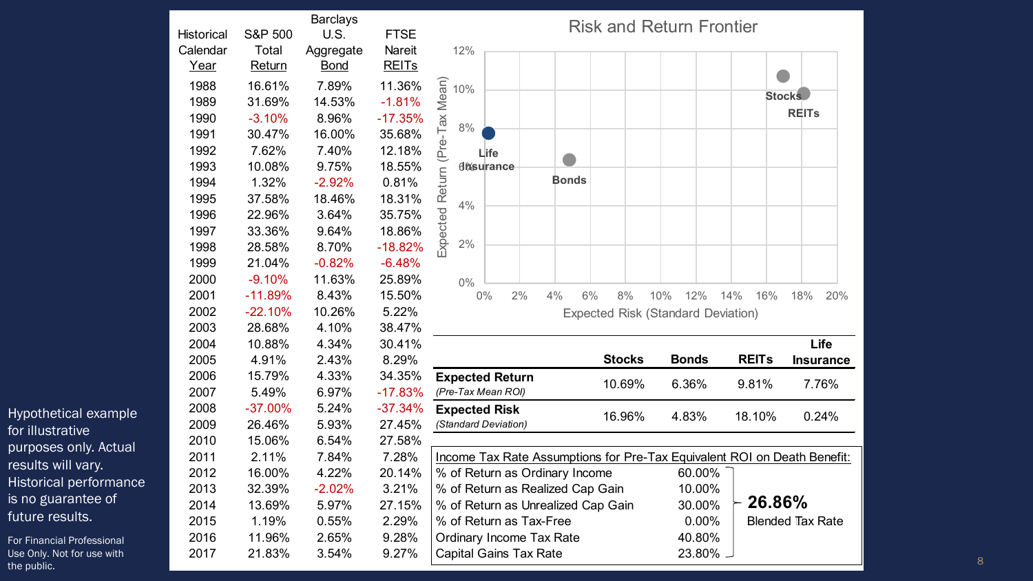| Historical Calendar Year | S&P 500 Total Return | Barclays U.S. Aggregate Bond | FTSE Nareit REITs |
|---|---|---|---|
| 1988 | 16.61% | 7.89% | 11.36% |
| 1989 | 31.69% | 14.53% | -1.81% |
| 1990 | -3.10% | 8.96% | -17.35% |
| 1991 | 30.47% | 16.00% | 35.68% |
| 1992 | 7.62% | 7.40% | 12.18% |
| 1993 | 10.08% | 9.75% | 18.55% |
| 1994 | 1.32% | -2.92% | 0.81% |
| 1995 | 37.58% | 18.46% | 18.31% |
| 1996 | 22.96% | 3.64% | 35.75% |
| 1997 | 33.36% | 9.64% | 18.86% |
| 1998 | 28.58% | 8.70% | -18.82% |
| 1999 | 21.04% | -0.82% | -6.48% |
| 2000 | -9.10% | 11.63% | 25.89% |
| 2001 | -11.89% | 8.43% | 15.50% |
| 2002 | -22.10% | 10.26% | 5.22% |
| 2003 | 28.68% | 4.10% | 38.47% |
| 2004 | 10.88% | 4.34% | 30.41% |
| 2005 | 4.91% | 2.43% | 8.29% |
| 2006 | 15.79% | 4.33% | 34.35% |
| 2007 | 5.49% | 6.97% | -17.83% |
| 2008 | -37.00% | 5.24% | -37.34% |
| 2009 | 26.46% | 5.93% | 27.45% |
| 2010 | 15.06% | 6.54% | 27.58% |
| 2011 | 2.11% | 7.84% | 7.28% |
| 2012 | 16.00% | 4.22% | 20.14% |
| 2013 | 32.39% | -2.02% | 3.21% |
| 2014 | 13.69% | 5.97% | 27.15% |
| 2015 | 1.19% | 0.55% | 2.29% |
| 2016 | 11.96% | 2.65% | 9.28% |
| 2017 | 21.83% | 3.54% | 9.27% |

## Risk and Return Frontier

|  | Stocks | Bonds | REITs | Life Insurance |
|---|---|---|---|---|
| **Expected Return** *(Pre-Tax Mean ROI)* | 10.69% | 6.36% | 9.81% | 7.76% |
| **Expected Risk** *(Standard Deviation)* | 16.96% | 4.83% | 18.10% | 0.24% |

Income Tax Rate Assumptions for Pre-Tax Equivalent ROI on Death Benefit:

| Assumption | Value |
|---|---|
| % of Return as Ordinary Income | 60.00% |
| % of Return as Realized Cap Gain | 10.00% |
| % of Return as Unrealized Cap Gain | 30.00% |
| % of Return as Tax-Free | 0.00% |
| Ordinary Income Tax Rate | 40.80% |
| Capital Gains Tax Rate | 23.80% |

**26.86%** Blended Tax Rate

Hypothetical example for illustrative purposes only. Actual results will vary. Historical performance is no guarantee of future results.

For Financial Professional Use Only. Not for use with the public.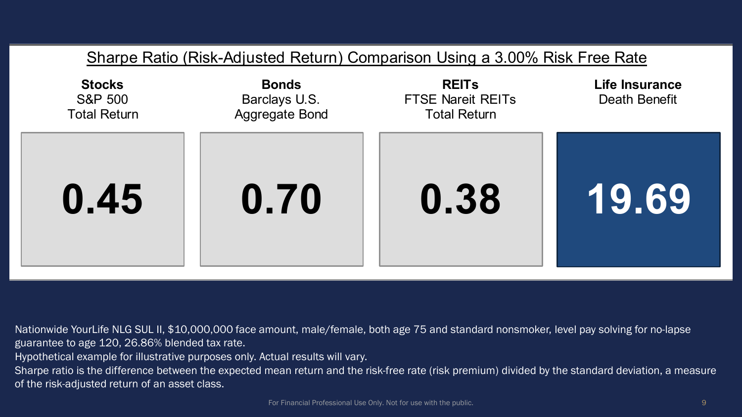## Sharpe Ratio (Risk-Adjusted Return) Comparison Using a 3.00% Risk Free Rate

| **Stocks** S&P 500 Total Return | **Bonds** Barclays U.S. Aggregate Bond | **REITs** FTSE Nareit REITs Total Return | **Life Insurance** Death Benefit |
| --- | --- | --- | --- |
| **0.45** | **0.70** | **0.38** | **19.69** |

Nationwide YourLife NLG SUL II, $10,000,000 face amount, male/female, both age 75 and standard nonsmoker, level pay solving for no-lapse guarantee to age 120, 26.86% blended tax rate.

Hypothetical example for illustrative purposes only. Actual results will vary.

Sharpe ratio is the difference between the expected mean return and the risk-free rate (risk premium) divided by the standard deviation, a measure of the risk-adjusted return of an asset class.

For Financial Professional Use Only. Not for use with the public.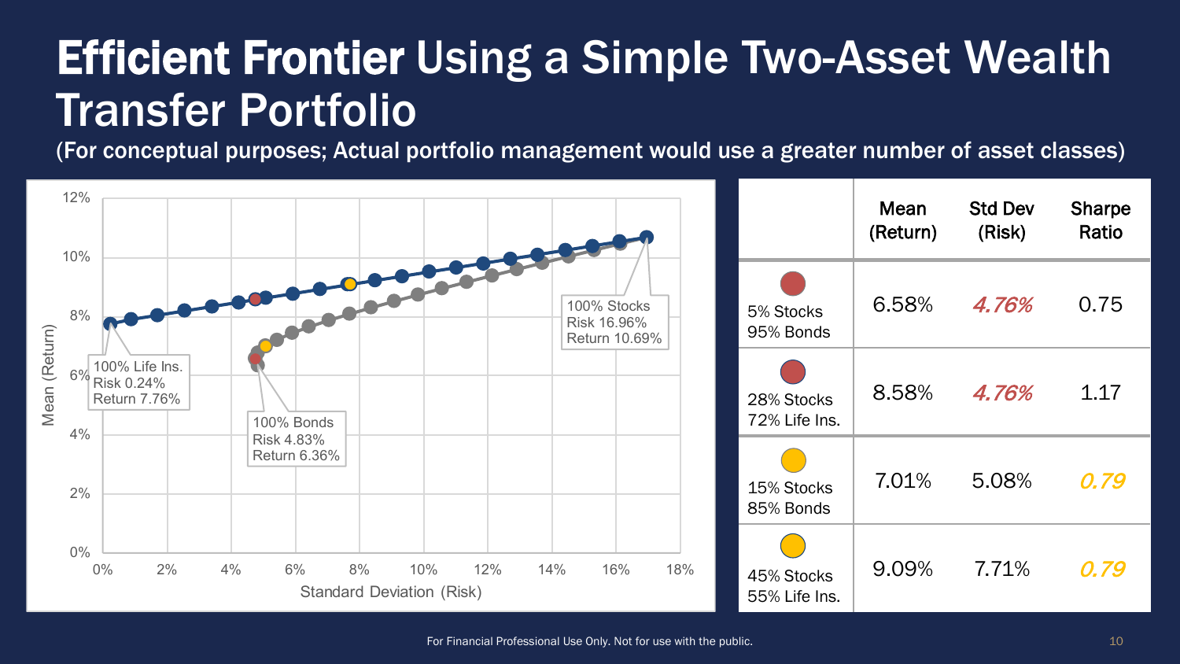# **Efficient Frontier** Using a Simple Two-Asset Wealth Transfer Portfolio

(For conceptual purposes; Actual portfolio management would use a greater number of asset classes)

100% Life Ins.
Risk 0.24%
Return 7.76%

100% Bonds
Risk 4.83%
Return 6.36%

100% Stocks
Risk 16.96%
Return 10.69%

|  | Mean (Return) | Std Dev (Risk) | Sharpe Ratio |
|---|---|---|---|
| 5% Stocks 95% Bonds | 6.58% | *4.76%* | 0.75 |
| 28% Stocks 72% Life Ins. | 8.58% | *4.76%* | 1.17 |
| 15% Stocks 85% Bonds | 7.01% | 5.08% | *0.79* |
| 45% Stocks 55% Life Ins. | 9.09% | 7.71% | *0.79* |

For Financial Professional Use Only. Not for use with the public.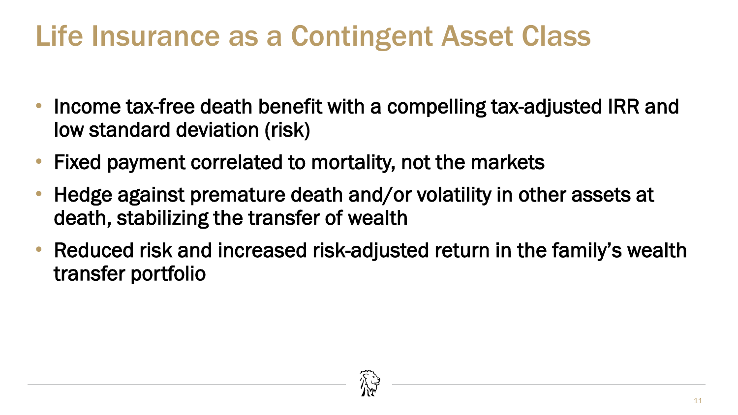# Life Insurance as a Contingent Asset Class

- Income tax-free death benefit with a compelling tax-adjusted IRR and low standard deviation (risk)
- Fixed payment correlated to mortality, not the markets
- Hedge against premature death and/or volatility in other assets at death, stabilizing the transfer of wealth
- Reduced risk and increased risk-adjusted return in the family's wealth transfer portfolio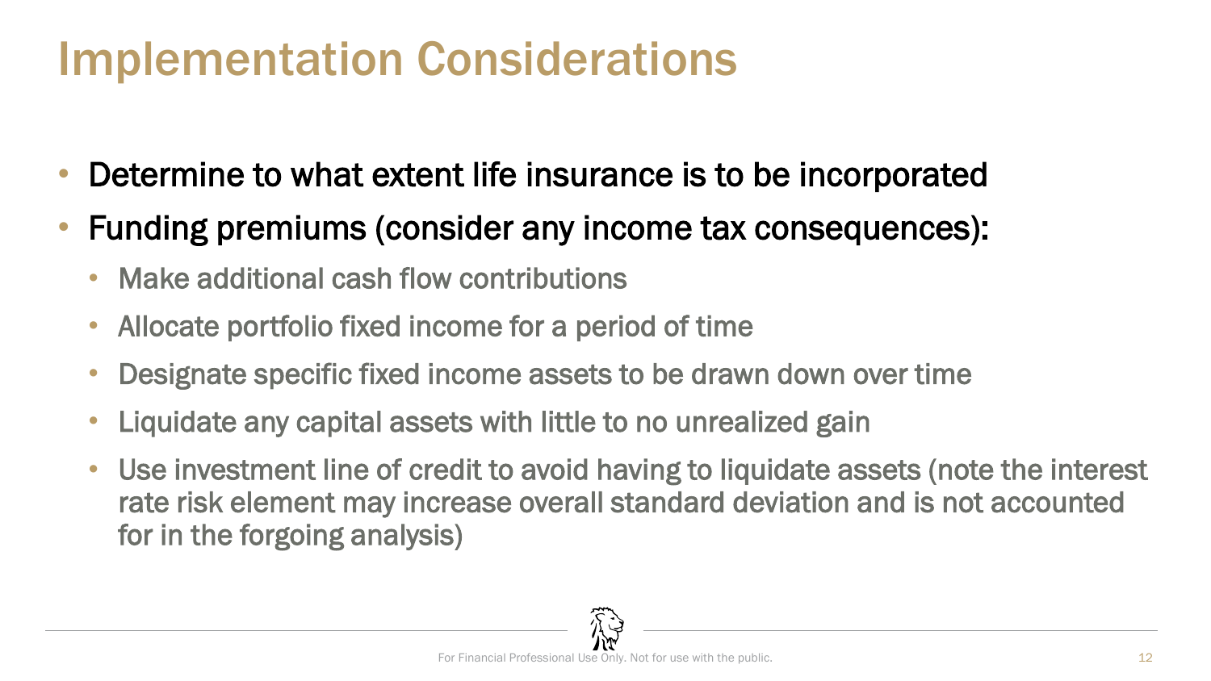# Implementation Considerations

- Determine to what extent life insurance is to be incorporated
- Funding premiums (consider any income tax consequences):
  - Make additional cash flow contributions
  - Allocate portfolio fixed income for a period of time
  - Designate specific fixed income assets to be drawn down over time
  - Liquidate any capital assets with little to no unrealized gain
  - Use investment line of credit to avoid having to liquidate assets (note the interest rate risk element may increase overall standard deviation and is not accounted for in the forgoing analysis)

For Financial Professional Use Only. Not for use with the public.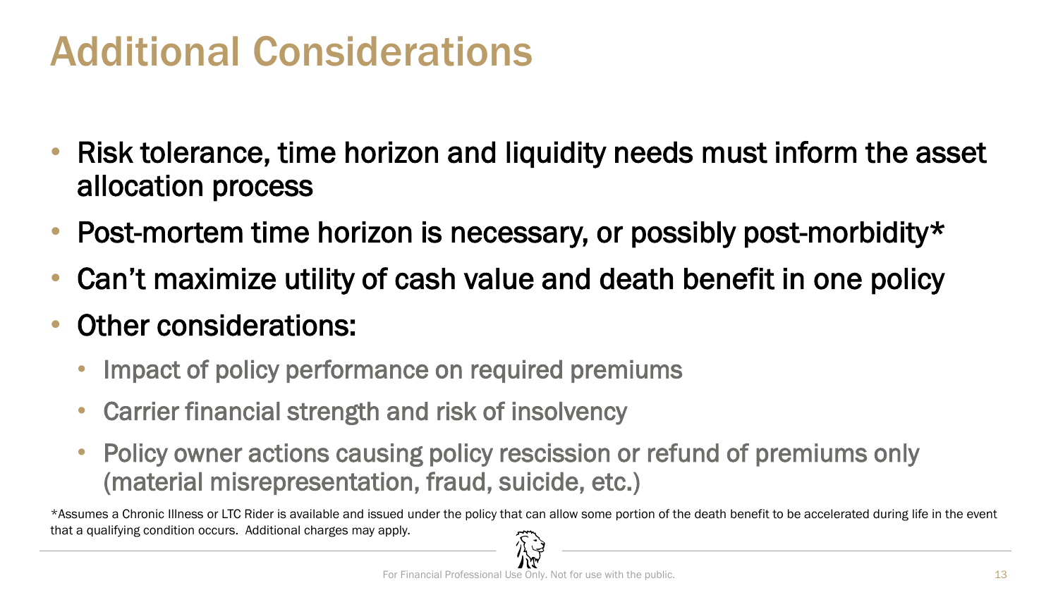# Additional Considerations

- Risk tolerance, time horizon and liquidity needs must inform the asset allocation process
- Post-mortem time horizon is necessary, or possibly post-morbidity*
- Can't maximize utility of cash value and death benefit in one policy
- Other considerations:
  - Impact of policy performance on required premiums
  - Carrier financial strength and risk of insolvency
  - Policy owner actions causing policy rescission or refund of premiums only (material misrepresentation, fraud, suicide, etc.)

*Assumes a Chronic Illness or LTC Rider is available and issued under the policy that can allow some portion of the death benefit to be accelerated during life in the event that a qualifying condition occurs. Additional charges may apply.

For Financial Professional Use Only. Not for use with the public.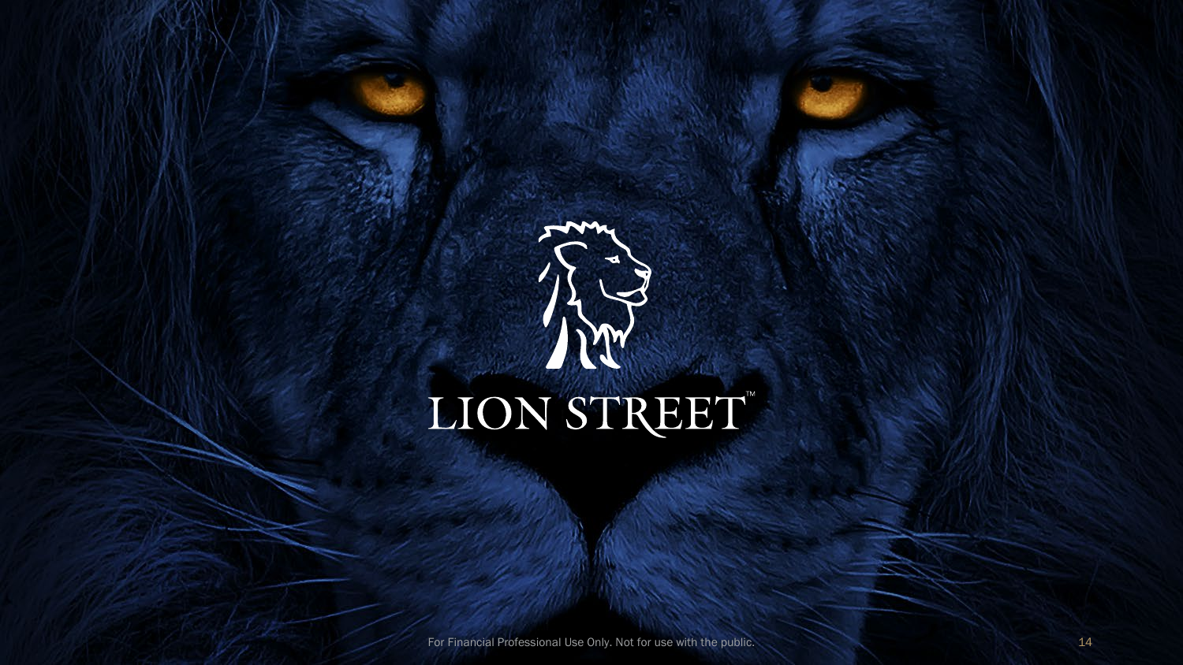LION STREET™

For Financial Professional Use Only. Not for use with the public.